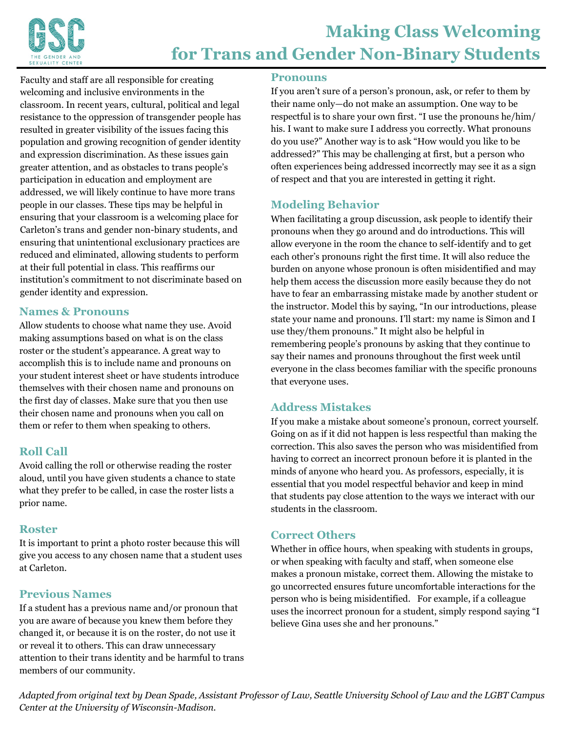# Making Class Welcoming for Trans and Gender Non-Binary Students

Faculty and staff are all responsible for creating welcoming and inclusive environments in the classroom. In recent years, cultural, political and legal resistance to the oppression of transgender people has resulted in greater visibility of the issues facing this population and growing recognition of gender identity and expression discrimination. As these issues gain greater attention, and as obstacles to trans people's participation in education and employment are addressed, we will likely continue to have more trans people in our classes. These tips may be helpful in ensuring that your classroom is a welcoming place for Carleton's trans and gender non-binary students, and ensuring that unintentional exclusionary practices are reduced and eliminated, allowing students to perform at their full potential in class. This reaffirms our institution's commitment to not discriminate based on gender identity and expression.

## Names & Pronouns

Allow students to choose what name they use. Avoid making assumptions based on what is on the class roster or the student's appearance. A great way to accomplish this is to include name and pronouns on your student interest sheet or have students introduce themselves with their chosen name and pronouns on the first day of classes. Make sure that you then use their chosen name and pronouns when you call on them or refer to them when speaking to others.

## Roll Call

Avoid calling the roll or otherwise reading the roster aloud, until you have given students a chance to state what they prefer to be called, in case the roster lists a prior name.

## Roster

It is important to print a photo roster because this will give you access to any chosen name that a student uses at Carleton.

## Previous Names

If a student has a previous name and/or pronoun that you are aware of because you knew them before they changed it, or because it is on the roster, do not use it or reveal it to others. This can draw unnecessary attention to their trans identity and be harmful to trans members of our community.

## Pronouns

If you aren't sure of a person's pronoun, ask, or refer to them by their name only—do not make an assumption. One way to be respectful is to share your own first. "I use the pronouns he/him/his. I want to make sure I address you correctly. What pronouns do you use?" Another way is to ask "How would you like to be addressed?" This may be challenging at first, but a person who often experiences being addressed incorrectly may see it as a sign of respect and that you are interested in getting it right.

## Modeling Behavior

When facilitating a group discussion, ask people to identify their pronouns when they go around and do introductions. This will allow everyone in the room the chance to self-identify and to get each other's pronouns right the first time. It will also reduce the burden on anyone whose pronoun is often misidentified and may help them access the discussion more easily because they do not have to fear an embarrassing mistake made by another student or the instructor. Model this by saying, "In our introductions, please state your name and pronouns. I'll start: my name is Simon and I use they/them pronouns." It might also be helpful in remembering people's pronouns by asking that they continue to say their names and pronouns throughout the first week until everyone in the class becomes familiar with the specific pronouns that everyone uses.

## Address Mistakes

If you make a mistake about someone's pronoun, correct yourself. Going on as if it did not happen is less respectful than making the correction. This also saves the person who was misidentified from having to correct an incorrect pronoun before it is planted in the minds of anyone who heard you. As professors, especially, it is essential that you model respectful behavior and keep in mind that students pay close attention to the ways we interact with our students in the classroom.

## Correct Others

Whether in office hours, when speaking with students in groups, or when speaking with faculty and staff, when someone else makes a pronoun mistake, correct them. Allowing the mistake to go uncorrected ensures future uncomfortable interactions for the person who is being misidentified. For example, if a colleague uses the incorrect pronoun for a student, simply respond saying "I believe Gina uses she and her pronouns."

*Adapted from original text by Dean Spade, Assistant Professor of Law, Seattle University School of Law and the LGBT Campus Center at the University of Wisconsin-Madison.*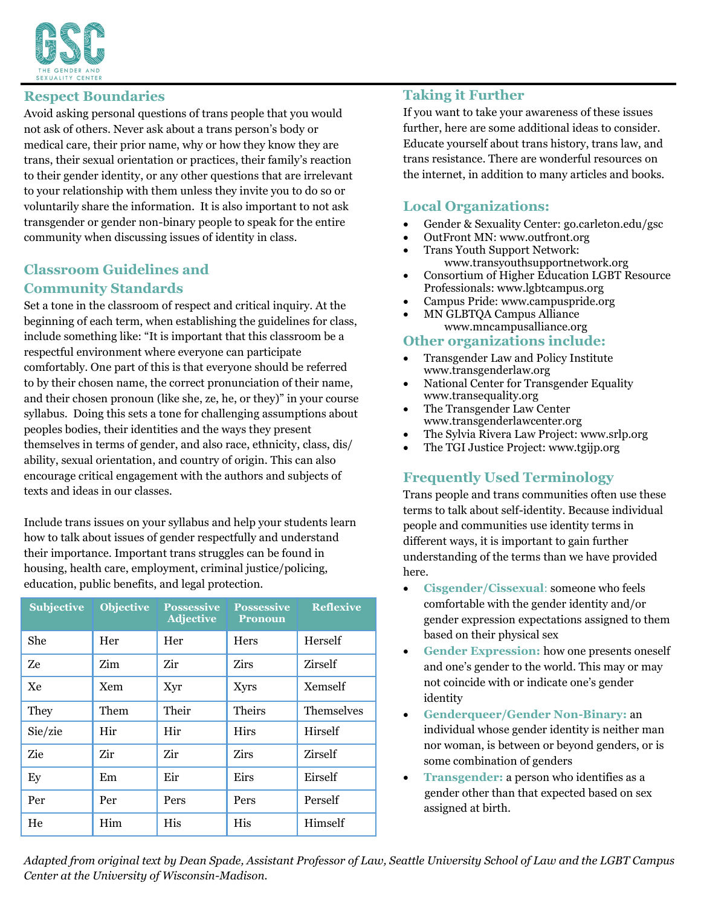## Respect Boundaries

Avoid asking personal questions of trans people that you would not ask of others. Never ask about a trans person's body or medical care, their prior name, why or how they know they are trans, their sexual orientation or practices, their family's reaction to their gender identity, or any other questions that are irrelevant to your relationship with them unless they invite you to do so or voluntarily share the information. It is also important to not ask transgender or gender non-binary people to speak for the entire community when discussing issues of identity in class.

## Classroom Guidelines and Community Standards

Set a tone in the classroom of respect and critical inquiry. At the beginning of each term, when establishing the guidelines for class, include something like: "It is important that this classroom be a respectful environment where everyone can participate comfortably. One part of this is that everyone should be referred to by their chosen name, the correct pronunciation of their name, and their chosen pronoun (like she, ze, he, or they)" in your course syllabus. Doing this sets a tone for challenging assumptions about peoples bodies, their identities and the ways they present themselves in terms of gender, and also race, ethnicity, class, dis/ability, sexual orientation, and country of origin. This can also encourage critical engagement with the authors and subjects of texts and ideas in our classes.

Include trans issues on your syllabus and help your students learn how to talk about issues of gender respectfully and understand their importance. Important trans struggles can be found in housing, health care, employment, criminal justice/policing, education, public benefits, and legal protection.

| Subjective | Objective | Possessive Adjective | Possessive Pronoun | Reflexive |
|---|---|---|---|---|
| She | Her | Her | Hers | Herself |
| Ze | Zim | Zir | Zirs | Zirself |
| Xe | Xem | Xyr | Xyrs | Xemself |
| They | Them | Their | Theirs | Themselves |
| Sie/zie | Hir | Hir | Hirs | Hirself |
| Zie | Zir | Zir | Zirs | Zirself |
| Ey | Em | Eir | Eirs | Eirself |
| Per | Per | Pers | Pers | Perself |
| He | Him | His | His | Himself |

## Taking it Further

If you want to take your awareness of these issues further, here are some additional ideas to consider. Educate yourself about trans history, trans law, and trans resistance. There are wonderful resources on the internet, in addition to many articles and books.

## Local Organizations:

- Gender & Sexuality Center: go.carleton.edu/gsc
- OutFront MN: www.outfront.org
- Trans Youth Support Network: www.transyouthsupportnetwork.org
- Consortium of Higher Education LGBT Resource Professionals: www.lgbtcampus.org
- Campus Pride: www.campuspride.org
- MN GLBTQA Campus Alliance www.mncampusalliance.org

## Other organizations include:

- Transgender Law and Policy Institute www.transgenderlaw.org
- National Center for Transgender Equality www.transequality.org
- The Transgender Law Center www.transgenderlawcenter.org
- The Sylvia Rivera Law Project: www.srlp.org
- The TGI Justice Project: www.tgijp.org

## Frequently Used Terminology

Trans people and trans communities often use these terms to talk about self-identity. Because individual people and communities use identity terms in different ways, it is important to gain further understanding of the terms than we have provided here.

- **Cisgender/Cissexual**: someone who feels comfortable with the gender identity and/or gender expression expectations assigned to them based on their physical sex
- **Gender Expression:** how one presents oneself and one's gender to the world. This may or may not coincide with or indicate one's gender identity
- **Genderqueer/Gender Non-Binary:** an individual whose gender identity is neither man nor woman, is between or beyond genders, or is some combination of genders
- **Transgender:** a person who identifies as a gender other than that expected based on sex assigned at birth.

*Adapted from original text by Dean Spade, Assistant Professor of Law, Seattle University School of Law and the LGBT Campus Center at the University of Wisconsin-Madison.*